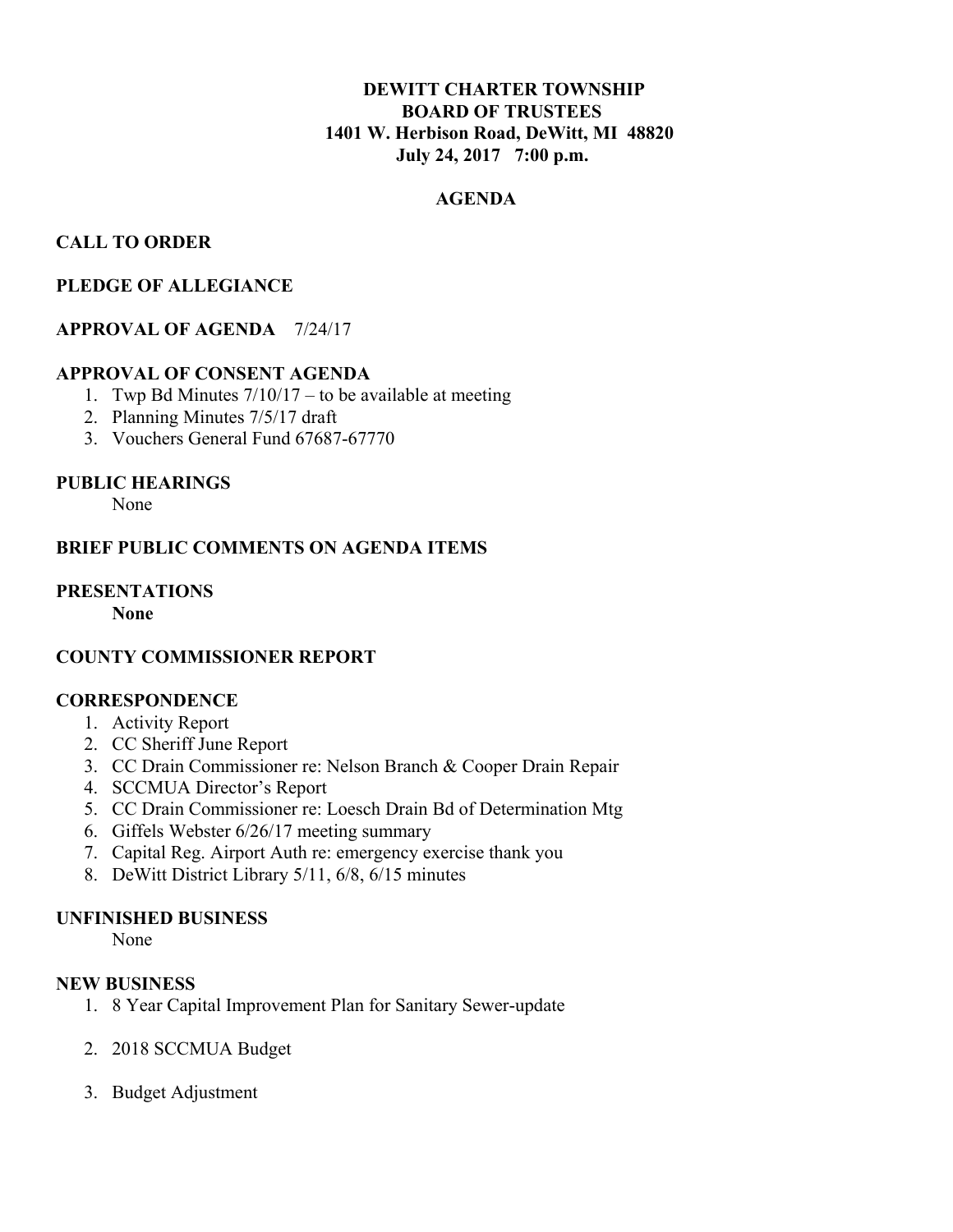**DEWITT CHARTER TOWNSHIP**
**BOARD OF TRUSTEES**
**1401 W. Herbison Road, DeWitt, MI 48820**
**July 24, 2017 7:00 p.m.**

**AGENDA**

**CALL TO ORDER**

**PLEDGE OF ALLEGIANCE**

**APPROVAL OF AGENDA** 7/24/17

**APPROVAL OF CONSENT AGENDA**

1. Twp Bd Minutes 7/10/17 – to be available at meeting
2. Planning Minutes 7/5/17 draft
3. Vouchers General Fund 67687-67770

**PUBLIC HEARINGS**

None

**BRIEF PUBLIC COMMENTS ON AGENDA ITEMS**

**PRESENTATIONS**

**None**

**COUNTY COMMISSIONER REPORT**

**CORRESPONDENCE**

1. Activity Report
2. CC Sheriff June Report
3. CC Drain Commissioner re: Nelson Branch & Cooper Drain Repair
4. SCCMUA Director's Report
5. CC Drain Commissioner re: Loesch Drain Bd of Determination Mtg
6. Giffels Webster 6/26/17 meeting summary
7. Capital Reg. Airport Auth re: emergency exercise thank you
8. DeWitt District Library 5/11, 6/8, 6/15 minutes

**UNFINISHED BUSINESS**

None

**NEW BUSINESS**

1. 8 Year Capital Improvement Plan for Sanitary Sewer-update
2. 2018 SCCMUA Budget
3. Budget Adjustment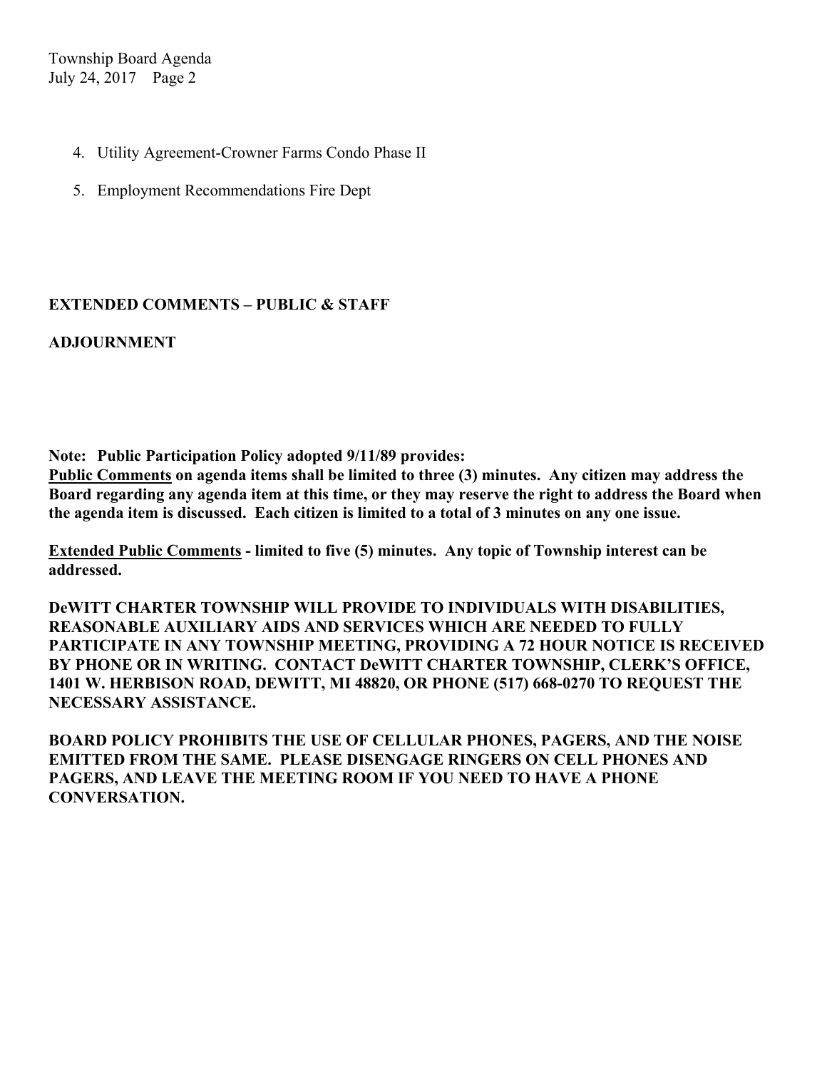4. Utility Agreement-Crowner Farms Condo Phase II

5. Employment Recommendations Fire Dept

**EXTENDED COMMENTS – PUBLIC & STAFF**

**ADJOURNMENT**

**Note: Public Participation Policy adopted 9/11/89 provides:**
**Public Comments on agenda items shall be limited to three (3) minutes. Any citizen may address the Board regarding any agenda item at this time, or they may reserve the right to address the Board when the agenda item is discussed. Each citizen is limited to a total of 3 minutes on any one issue.**

**Extended Public Comments - limited to five (5) minutes. Any topic of Township interest can be addressed.**

**DeWITT CHARTER TOWNSHIP WILL PROVIDE TO INDIVIDUALS WITH DISABILITIES, REASONABLE AUXILIARY AIDS AND SERVICES WHICH ARE NEEDED TO FULLY PARTICIPATE IN ANY TOWNSHIP MEETING, PROVIDING A 72 HOUR NOTICE IS RECEIVED BY PHONE OR IN WRITING. CONTACT DeWITT CHARTER TOWNSHIP, CLERK'S OFFICE, 1401 W. HERBISON ROAD, DEWITT, MI 48820, OR PHONE (517) 668-0270 TO REQUEST THE NECESSARY ASSISTANCE.**

**BOARD POLICY PROHIBITS THE USE OF CELLULAR PHONES, PAGERS, AND THE NOISE EMITTED FROM THE SAME. PLEASE DISENGAGE RINGERS ON CELL PHONES AND PAGERS, AND LEAVE THE MEETING ROOM IF YOU NEED TO HAVE A PHONE CONVERSATION.**